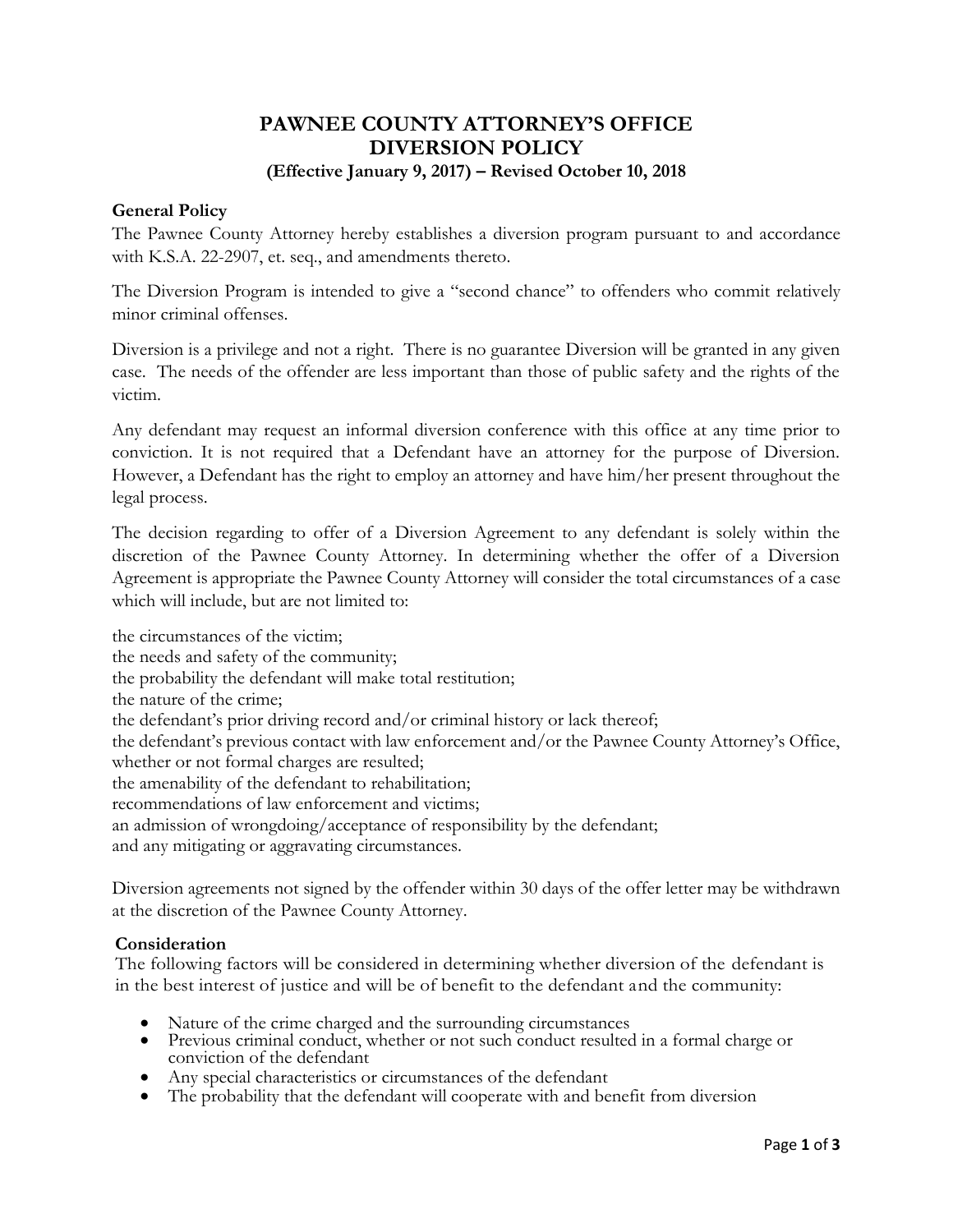# PAWNEE COUNTY ATTORNEY'S OFFICE
# DIVERSION POLICY
**(Effective January 9, 2017) – Revised October 10, 2018**

### General Policy

The Pawnee County Attorney hereby establishes a diversion program pursuant to and accordance with K.S.A. 22-2907, et. seq., and amendments thereto.

The Diversion Program is intended to give a "second chance" to offenders who commit relatively minor criminal offenses.

Diversion is a privilege and not a right. There is no guarantee Diversion will be granted in any given case. The needs of the offender are less important than those of public safety and the rights of the victim.

Any defendant may request an informal diversion conference with this office at any time prior to conviction. It is not required that a Defendant have an attorney for the purpose of Diversion. However, a Defendant has the right to employ an attorney and have him/her present throughout the legal process.

The decision regarding to offer of a Diversion Agreement to any defendant is solely within the discretion of the Pawnee County Attorney. In determining whether the offer of a Diversion Agreement is appropriate the Pawnee County Attorney will consider the total circumstances of a case which will include, but are not limited to:

the circumstances of the victim;
the needs and safety of the community;
the probability the defendant will make total restitution;
the nature of the crime;
the defendant's prior driving record and/or criminal history or lack thereof;
the defendant's previous contact with law enforcement and/or the Pawnee County Attorney's Office, whether or not formal charges are resulted;
the amenability of the defendant to rehabilitation;
recommendations of law enforcement and victims;
an admission of wrongdoing/acceptance of responsibility by the defendant;
and any mitigating or aggravating circumstances.

Diversion agreements not signed by the offender within 30 days of the offer letter may be withdrawn at the discretion of the Pawnee County Attorney.

### Consideration

The following factors will be considered in determining whether diversion of the defendant is in the best interest of justice and will be of benefit to the defendant and the community:

- Nature of the crime charged and the surrounding circumstances
- Previous criminal conduct, whether or not such conduct resulted in a formal charge or conviction of the defendant
- Any special characteristics or circumstances of the defendant
- The probability that the defendant will cooperate with and benefit from diversion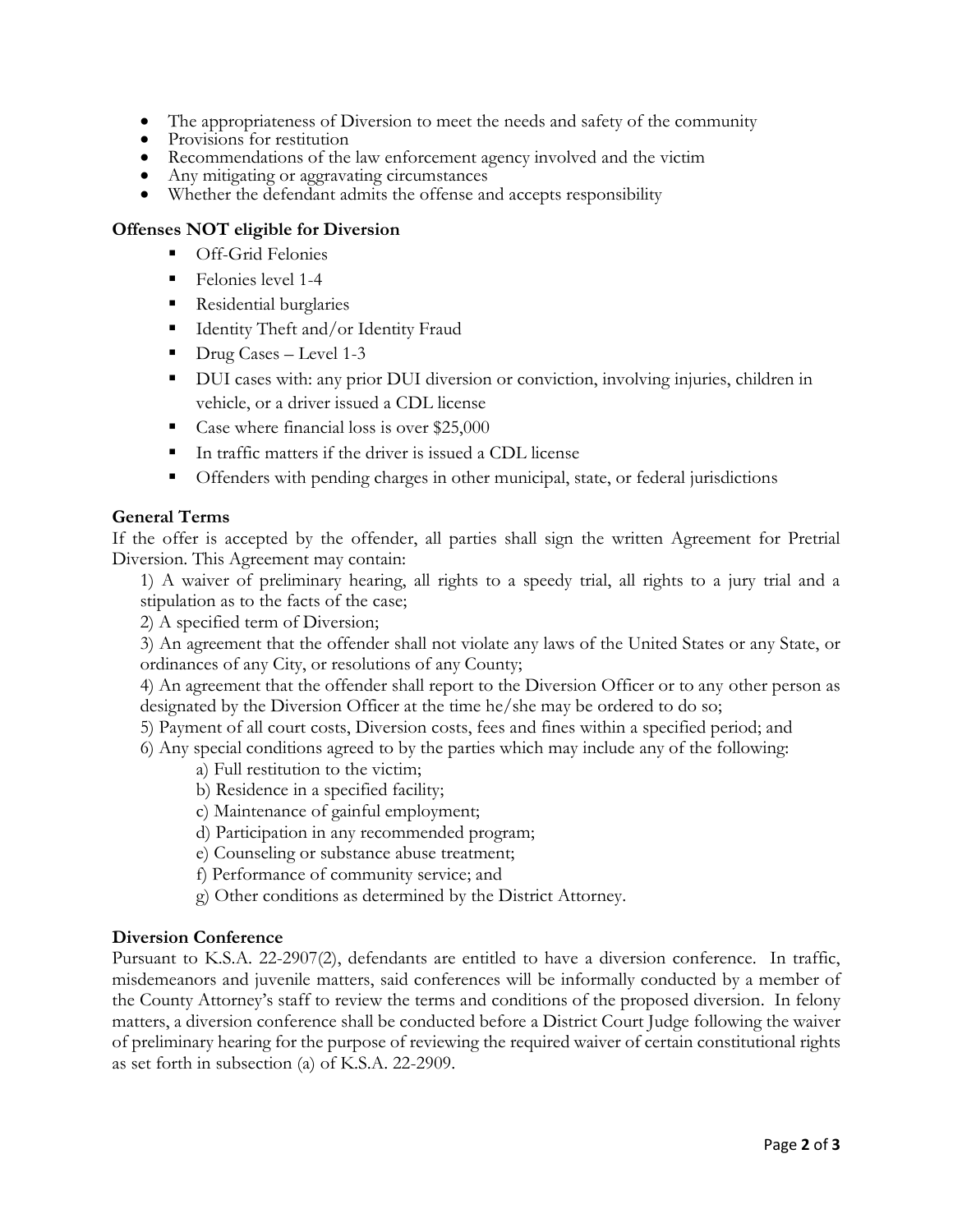- The appropriateness of Diversion to meet the needs and safety of the community
- Provisions for restitution
- Recommendations of the law enforcement agency involved and the victim
- Any mitigating or aggravating circumstances
- Whether the defendant admits the offense and accepts responsibility

**Offenses NOT eligible for Diversion**

- Off-Grid Felonies
- Felonies level 1-4
- Residential burglaries
- Identity Theft and/or Identity Fraud
- Drug Cases – Level 1-3
- DUI cases with: any prior DUI diversion or conviction, involving injuries, children in vehicle, or a driver issued a CDL license
- Case where financial loss is over $25,000
- In traffic matters if the driver is issued a CDL license
- Offenders with pending charges in other municipal, state, or federal jurisdictions

**General Terms**

If the offer is accepted by the offender, all parties shall sign the written Agreement for Pretrial Diversion. This Agreement may contain:

1) A waiver of preliminary hearing, all rights to a speedy trial, all rights to a jury trial and a stipulation as to the facts of the case;

2) A specified term of Diversion;

3) An agreement that the offender shall not violate any laws of the United States or any State, or ordinances of any City, or resolutions of any County;

4) An agreement that the offender shall report to the Diversion Officer or to any other person as designated by the Diversion Officer at the time he/she may be ordered to do so;

5) Payment of all court costs, Diversion costs, fees and fines within a specified period; and

6) Any special conditions agreed to by the parties which may include any of the following:

   a) Full restitution to the victim;

   b) Residence in a specified facility;

   c) Maintenance of gainful employment;

   d) Participation in any recommended program;

   e) Counseling or substance abuse treatment;

   f) Performance of community service; and

   g) Other conditions as determined by the District Attorney.

**Diversion Conference**

Pursuant to K.S.A. 22-2907(2), defendants are entitled to have a diversion conference. In traffic, misdemeanors and juvenile matters, said conferences will be informally conducted by a member of the County Attorney's staff to review the terms and conditions of the proposed diversion. In felony matters, a diversion conference shall be conducted before a District Court Judge following the waiver of preliminary hearing for the purpose of reviewing the required waiver of certain constitutional rights as set forth in subsection (a) of K.S.A. 22-2909.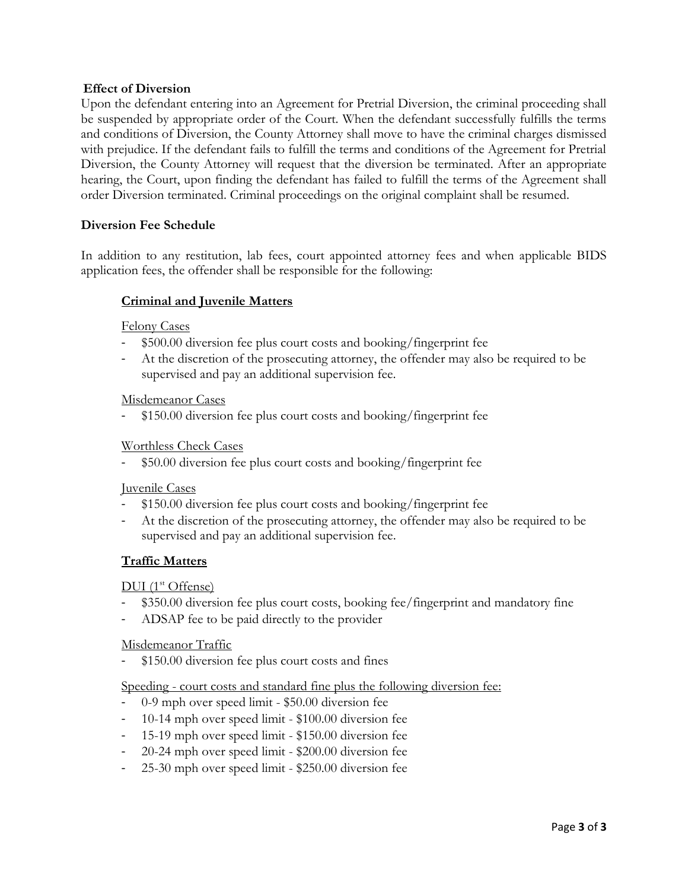**Effect of Diversion**

Upon the defendant entering into an Agreement for Pretrial Diversion, the criminal proceeding shall be suspended by appropriate order of the Court. When the defendant successfully fulfills the terms and conditions of Diversion, the County Attorney shall move to have the criminal charges dismissed with prejudice. If the defendant fails to fulfill the terms and conditions of the Agreement for Pretrial Diversion, the County Attorney will request that the diversion be terminated. After an appropriate hearing, the Court, upon finding the defendant has failed to fulfill the terms of the Agreement shall order Diversion terminated. Criminal proceedings on the original complaint shall be resumed.

**Diversion Fee Schedule**

In addition to any restitution, lab fees, court appointed attorney fees and when applicable BIDS application fees, the offender shall be responsible for the following:

**Criminal and Juvenile Matters**

Felony Cases

- $500.00 diversion fee plus court costs and booking/fingerprint fee
- At the discretion of the prosecuting attorney, the offender may also be required to be supervised and pay an additional supervision fee.

Misdemeanor Cases

- $150.00 diversion fee plus court costs and booking/fingerprint fee

Worthless Check Cases

- $50.00 diversion fee plus court costs and booking/fingerprint fee

Juvenile Cases

- $150.00 diversion fee plus court costs and booking/fingerprint fee
- At the discretion of the prosecuting attorney, the offender may also be required to be supervised and pay an additional supervision fee.

**Traffic Matters**

DUI (1st Offense)

- $350.00 diversion fee plus court costs, booking fee/fingerprint and mandatory fine
- ADSAP fee to be paid directly to the provider

Misdemeanor Traffic

- $150.00 diversion fee plus court costs and fines

Speeding - court costs and standard fine plus the following diversion fee:

- 0-9 mph over speed limit - $50.00 diversion fee
- 10-14 mph over speed limit - $100.00 diversion fee
- 15-19 mph over speed limit - $150.00 diversion fee
- 20-24 mph over speed limit - $200.00 diversion fee
- 25-30 mph over speed limit - $250.00 diversion fee